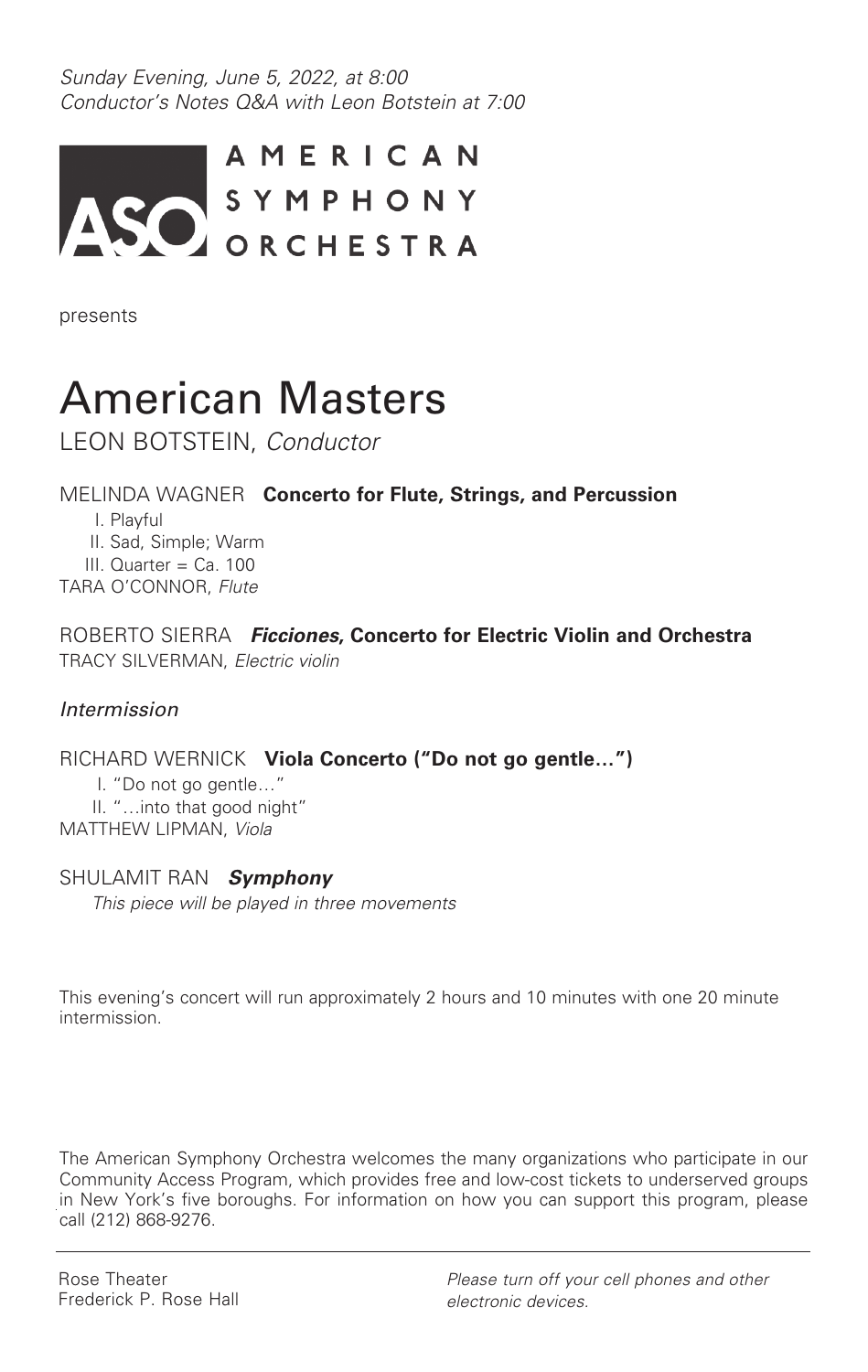*Sunday Evening, June 5, 2022, at 8:00*
*Conductor's Notes Q&A with Leon Botstein at 7:00*

AMERICAN SYMPHONY ORCHESTRA

presents

# American Masters

LEON BOTSTEIN, *Conductor*

MELINDA WAGNER **Concerto for Flute, Strings, and Percussion**

I. Playful
II. Sad, Simple; Warm
III. Quarter = Ca. 100

TARA O'CONNOR, *Flute*

ROBERTO SIERRA ***Ficciones*, Concerto for Electric Violin and Orchestra**
TRACY SILVERMAN, *Electric violin*

*Intermission*

RICHARD WERNICK **Viola Concerto ("Do not go gentle…")**

I. "Do not go gentle…"
II. "…into that good night"

MATTHEW LIPMAN, *Viola*

SHULAMIT RAN ***Symphony***
*This piece will be played in three movements*

This evening's concert will run approximately 2 hours and 10 minutes with one 20 minute intermission.

The American Symphony Orchestra welcomes the many organizations who participate in our Community Access Program, which provides free and low-cost tickets to underserved groups in New York's five boroughs. For information on how you can support this program, please call (212) 868-9276.

Rose Theater
Frederick P. Rose Hall

*Please turn off your cell phones and other electronic devices.*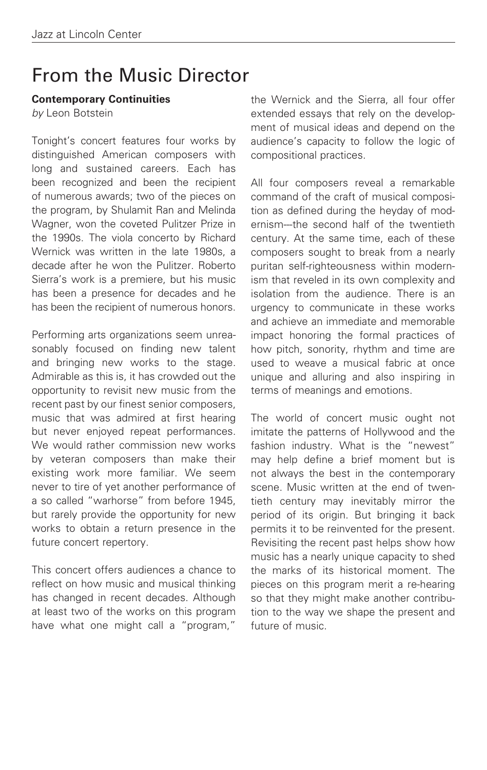# From the Music Director

**Contemporary Continuities**

*by* Leon Botstein

Tonight's concert features four works by distinguished American composers with long and sustained careers. Each has been recognized and been the recipient of numerous awards; two of the pieces on the program, by Shulamit Ran and Melinda Wagner, won the coveted Pulitzer Prize in the 1990s. The viola concerto by Richard Wernick was written in the late 1980s, a decade after he won the Pulitzer. Roberto Sierra's work is a premiere, but his music has been a presence for decades and he has been the recipient of numerous honors.

Performing arts organizations seem unreasonably focused on finding new talent and bringing new works to the stage. Admirable as this is, it has crowded out the opportunity to revisit new music from the recent past by our finest senior composers, music that was admired at first hearing but never enjoyed repeat performances. We would rather commission new works by veteran composers than make their existing work more familiar. We seem never to tire of yet another performance of a so called "warhorse" from before 1945, but rarely provide the opportunity for new works to obtain a return presence in the future concert repertory.

This concert offers audiences a chance to reflect on how music and musical thinking has changed in recent decades. Although at least two of the works on this program have what one might call a "program," the Wernick and the Sierra, all four offer extended essays that rely on the development of musical ideas and depend on the audience's capacity to follow the logic of compositional practices.

All four composers reveal a remarkable command of the craft of musical composition as defined during the heyday of modernism—the second half of the twentieth century. At the same time, each of these composers sought to break from a nearly puritan self-righteousness within modernism that reveled in its own complexity and isolation from the audience. There is an urgency to communicate in these works and achieve an immediate and memorable impact honoring the formal practices of how pitch, sonority, rhythm and time are used to weave a musical fabric at once unique and alluring and also inspiring in terms of meanings and emotions.

The world of concert music ought not imitate the patterns of Hollywood and the fashion industry. What is the "newest" may help define a brief moment but is not always the best in the contemporary scene. Music written at the end of twentieth century may inevitably mirror the period of its origin. But bringing it back permits it to be reinvented for the present. Revisiting the recent past helps show how music has a nearly unique capacity to shed the marks of its historical moment. The pieces on this program merit a re-hearing so that they might make another contribution to the way we shape the present and future of music.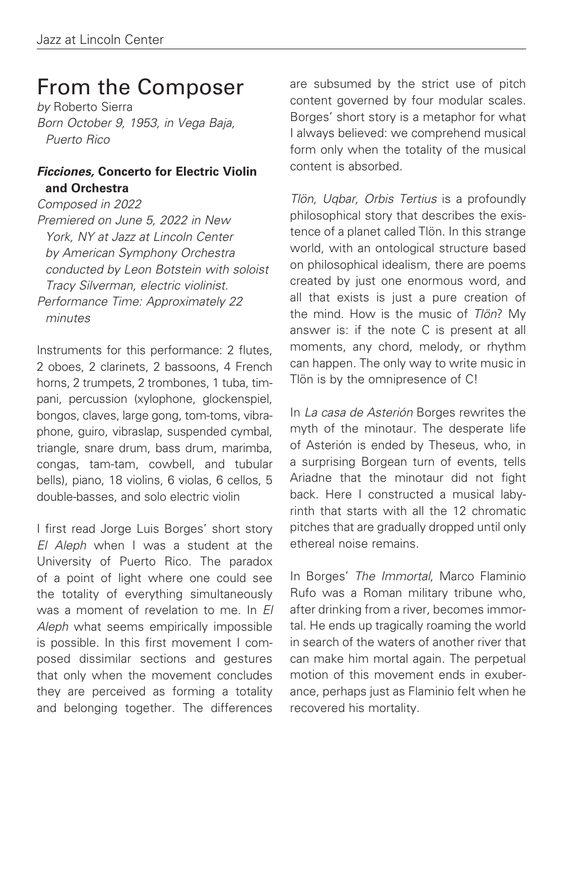## From the Composer

*by* Roberto Sierra
*Born October 9, 1953, in Vega Baja, Puerto Rico*

### ***Ficciones,* Concerto for Electric Violin and Orchestra**

*Composed in 2022*
*Premiered on June 5, 2022 in New York, NY at Jazz at Lincoln Center by American Symphony Orchestra conducted by Leon Botstein with soloist Tracy Silverman, electric violinist.*
*Performance Time: Approximately 22 minutes*

Instruments for this performance: 2 flutes, 2 oboes, 2 clarinets, 2 bassoons, 4 French horns, 2 trumpets, 2 trombones, 1 tuba, timpani, percussion (xylophone, glockenspiel, bongos, claves, large gong, tom-toms, vibraphone, guiro, vibraslap, suspended cymbal, triangle, snare drum, bass drum, marimba, congas, tam-tam, cowbell, and tubular bells), piano, 18 violins, 6 violas, 6 cellos, 5 double-basses, and solo electric violin

I first read Jorge Luis Borges' short story *El Aleph* when I was a student at the University of Puerto Rico. The paradox of a point of light where one could see the totality of everything simultaneously was a moment of revelation to me. In *El Aleph* what seems empirically impossible is possible. In this first movement I composed dissimilar sections and gestures that only when the movement concludes they are perceived as forming a totality and belonging together. The differences are subsumed by the strict use of pitch content governed by four modular scales. Borges' short story is a metaphor for what I always believed: we comprehend musical form only when the totality of the musical content is absorbed.

*Tlön, Uqbar, Orbis Tertius* is a profoundly philosophical story that describes the existence of a planet called Tlön. In this strange world, with an ontological structure based on philosophical idealism, there are poems created by just one enormous word, and all that exists is just a pure creation of the mind. How is the music of *Tlön*? My answer is: if the note C is present at all moments, any chord, melody, or rhythm can happen. The only way to write music in Tlön is by the omnipresence of C!

In *La casa de Asterión* Borges rewrites the myth of the minotaur. The desperate life of Asterión is ended by Theseus, who, in a surprising Borgean turn of events, tells Ariadne that the minotaur did not fight back. Here I constructed a musical labyrinth that starts with all the 12 chromatic pitches that are gradually dropped until only ethereal noise remains.

In Borges' *The Immortal*, Marco Flaminio Rufo was a Roman military tribune who, after drinking from a river, becomes immortal. He ends up tragically roaming the world in search of the waters of another river that can make him mortal again. The perpetual motion of this movement ends in exuberance, perhaps just as Flaminio felt when he recovered his mortality.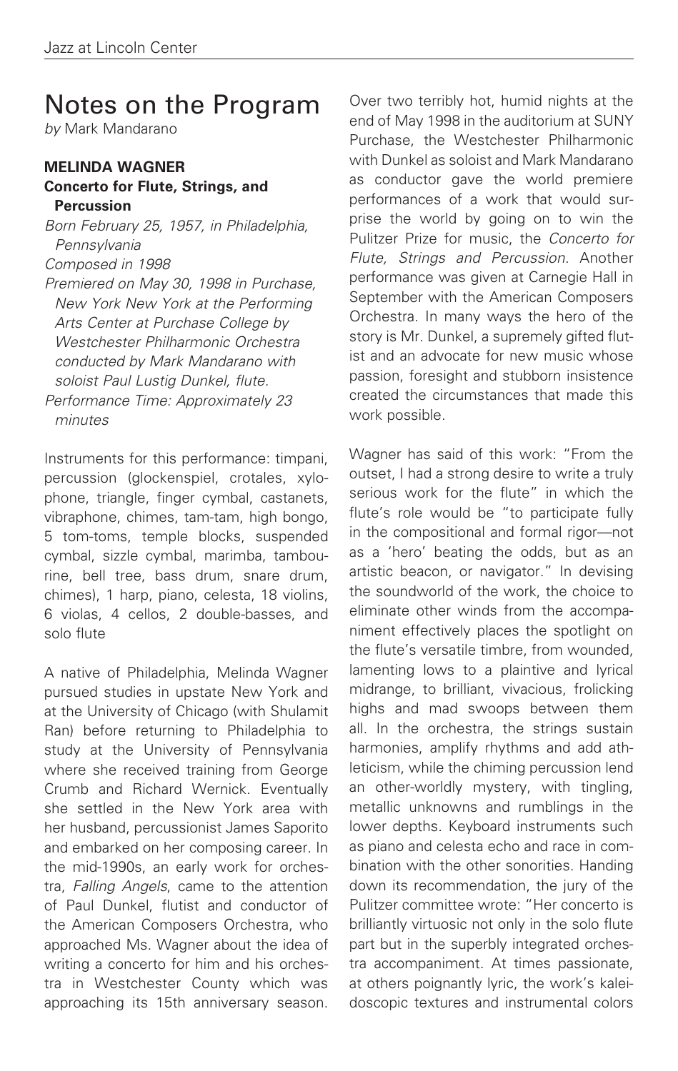# Notes on the Program

*by* Mark Mandarano

**MELINDA WAGNER**
**Concerto for Flute, Strings, and Percussion**

*Born February 25, 1957, in Philadelphia, Pennsylvania*
*Composed in 1998*
*Premiered on May 30, 1998 in Purchase, New York New York at the Performing Arts Center at Purchase College by Westchester Philharmonic Orchestra conducted by Mark Mandarano with soloist Paul Lustig Dunkel, flute.*
*Performance Time: Approximately 23 minutes*

Instruments for this performance: timpani, percussion (glockenspiel, crotales, xylophone, triangle, finger cymbal, castanets, vibraphone, chimes, tam-tam, high bongo, 5 tom-toms, temple blocks, suspended cymbal, sizzle cymbal, marimba, tambourine, bell tree, bass drum, snare drum, chimes), 1 harp, piano, celesta, 18 violins, 6 violas, 4 cellos, 2 double-basses, and solo flute

A native of Philadelphia, Melinda Wagner pursued studies in upstate New York and at the University of Chicago (with Shulamit Ran) before returning to Philadelphia to study at the University of Pennsylvania where she received training from George Crumb and Richard Wernick. Eventually she settled in the New York area with her husband, percussionist James Saporito and embarked on her composing career. In the mid-1990s, an early work for orchestra, *Falling Angels*, came to the attention of Paul Dunkel, flutist and conductor of the American Composers Orchestra, who approached Ms. Wagner about the idea of writing a concerto for him and his orchestra in Westchester County which was approaching its 15th anniversary season. Over two terribly hot, humid nights at the end of May 1998 in the auditorium at SUNY Purchase, the Westchester Philharmonic with Dunkel as soloist and Mark Mandarano as conductor gave the world premiere performances of a work that would surprise the world by going on to win the Pulitzer Prize for music, the *Concerto for Flute, Strings and Percussion.* Another performance was given at Carnegie Hall in September with the American Composers Orchestra. In many ways the hero of the story is Mr. Dunkel, a supremely gifted flutist and an advocate for new music whose passion, foresight and stubborn insistence created the circumstances that made this work possible.

Wagner has said of this work: "From the outset, I had a strong desire to write a truly serious work for the flute" in which the flute's role would be "to participate fully in the compositional and formal rigor—not as a 'hero' beating the odds, but as an artistic beacon, or navigator." In devising the soundworld of the work, the choice to eliminate other winds from the accompaniment effectively places the spotlight on the flute's versatile timbre, from wounded, lamenting lows to a plaintive and lyrical midrange, to brilliant, vivacious, frolicking highs and mad swoops between them all. In the orchestra, the strings sustain harmonies, amplify rhythms and add athleticism, while the chiming percussion lend an other-worldly mystery, with tingling, metallic unknowns and rumblings in the lower depths. Keyboard instruments such as piano and celesta echo and race in combination with the other sonorities. Handing down its recommendation, the jury of the Pulitzer Prize committee wrote: "Her concerto is brilliantly virtuosic not only in the solo flute part but in the superbly integrated orchestra accompaniment. At times passionate, at others poignantly lyric, the work's kaleidoscopic textures and instrumental colors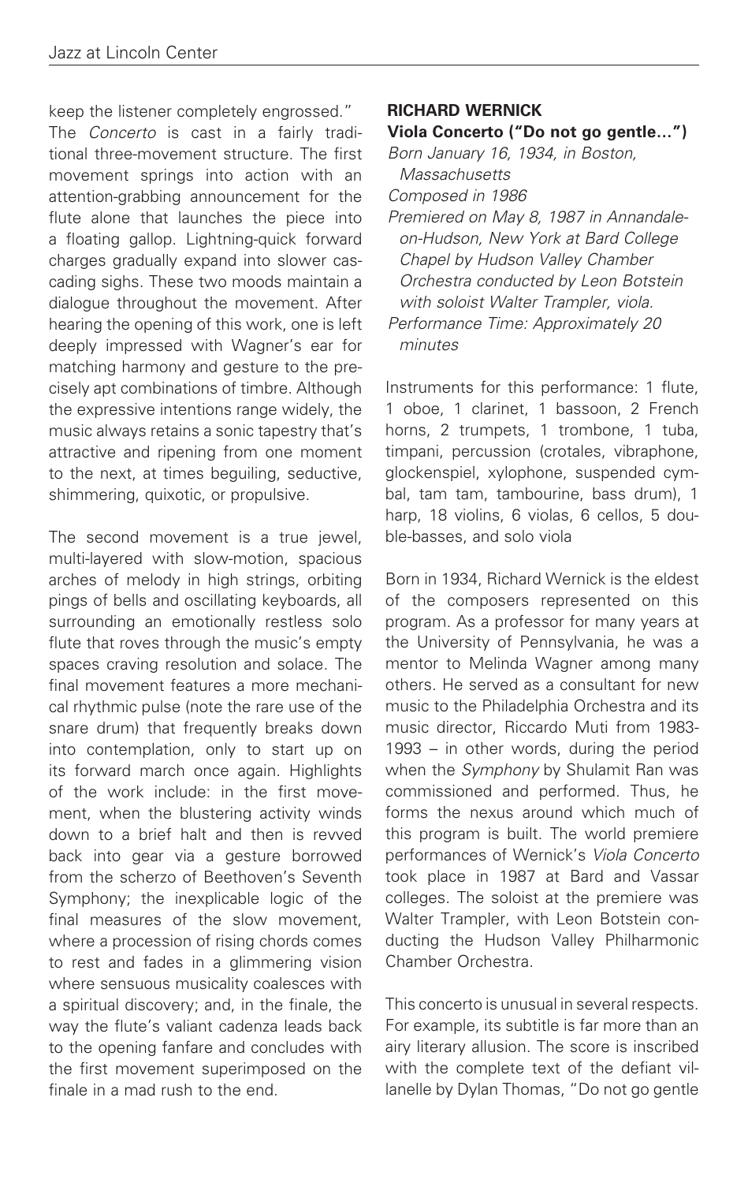keep the listener completely engrossed."
The *Concerto* is cast in a fairly traditional three-movement structure. The first movement springs into action with an attention-grabbing announcement for the flute alone that launches the piece into a floating gallop. Lightning-quick forward charges gradually expand into slower cascading sighs. These two moods maintain a dialogue throughout the movement. After hearing the opening of this work, one is left deeply impressed with Wagner's ear for matching harmony and gesture to the precisely apt combinations of timbre. Although the expressive intentions range widely, the music always retains a sonic tapestry that's attractive and ripening from one moment to the next, at times beguiling, seductive, shimmering, quixotic, or propulsive.

The second movement is a true jewel, multi-layered with slow-motion, spacious arches of melody in high strings, orbiting pings of bells and oscillating keyboards, all surrounding an emotionally restless solo flute that roves through the music's empty spaces craving resolution and solace. The final movement features a more mechanical rhythmic pulse (note the rare use of the snare drum) that frequently breaks down into contemplation, only to start up on its forward march once again. Highlights of the work include: in the first movement, when the blustering activity winds down to a brief halt and then is revved back into gear via a gesture borrowed from the scherzo of Beethoven's Seventh Symphony; the inexplicable logic of the final measures of the slow movement, where a procession of rising chords comes to rest and fades in a glimmering vision where sensuous musicality coalesces with a spiritual discovery; and, in the finale, the way the flute's valiant cadenza leads back to the opening fanfare and concludes with the first movement superimposed on the finale in a mad rush to the end.

**RICHARD WERNICK**
**Viola Concerto ("Do not go gentle…")**

*Born January 16, 1934, in Boston, Massachusetts*
*Composed in 1986*
*Premiered on May 8, 1987 in Annandale-on-Hudson, New York at Bard College Chapel by Hudson Valley Chamber Orchestra conducted by Leon Botstein with soloist Walter Trampler, viola.*
*Performance Time: Approximately 20 minutes*

Instruments for this performance: 1 flute, 1 oboe, 1 clarinet, 1 bassoon, 2 French horns, 2 trumpets, 1 trombone, 1 tuba, timpani, percussion (crotales, vibraphone, glockenspiel, xylophone, suspended cymbal, tam tam, tambourine, bass drum), 1 harp, 18 violins, 6 violas, 6 cellos, 5 double-basses, and solo viola

Born in 1934, Richard Wernick is the eldest of the composers represented on this program. As a professor for many years at the University of Pennsylvania, he was a mentor to Melinda Wagner among many others. He served as a consultant for new music to the Philadelphia Orchestra and its music director, Riccardo Muti from 1983-1993 – in other words, during the period when the *Symphony* by Shulamit Ran was commissioned and performed. Thus, he forms the nexus around which much of this program is built. The world premiere performances of Wernick's *Viola Concerto* took place in 1987 at Bard and Vassar colleges. The soloist at the premiere was Walter Trampler, with Leon Botstein conducting the Hudson Valley Philharmonic Chamber Orchestra.

This concerto is unusual in several respects. For example, its subtitle is far more than an airy literary allusion. The score is inscribed with the complete text of the defiant villanelle by Dylan Thomas, "Do not go gentle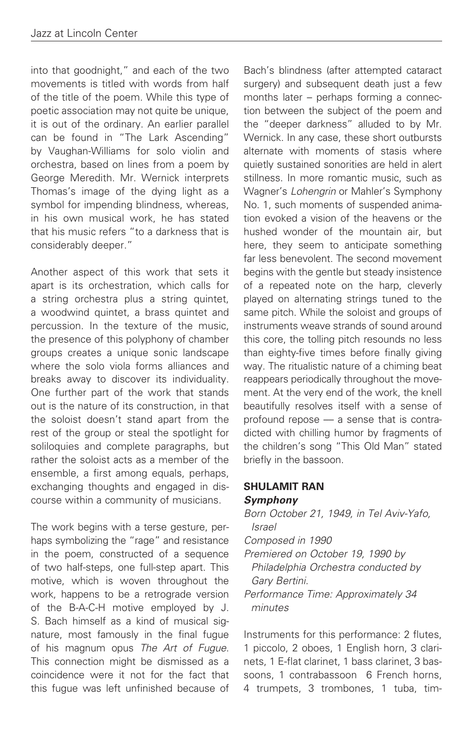into that goodnight," and each of the two movements is titled with words from half of the title of the poem. While this type of poetic association may not quite be unique, it is out of the ordinary. An earlier parallel can be found in "The Lark Ascending" by Vaughan-Williams for solo violin and orchestra, based on lines from a poem by George Meredith. Mr. Wernick interprets Thomas's image of the dying light as a symbol for impending blindness, whereas, in his own musical work, he has stated that his music refers "to a darkness that is considerably deeper."

Another aspect of this work that sets it apart is its orchestration, which calls for a string orchestra plus a string quintet, a woodwind quintet, a brass quintet and percussion. In the texture of the music, the presence of this polyphony of chamber groups creates a unique sonic landscape where the solo viola forms alliances and breaks away to discover its individuality. One further part of the work that stands out is the nature of its construction, in that the soloist doesn't stand apart from the rest of the group or steal the spotlight for soliloquies and complete paragraphs, but rather the soloist acts as a member of the ensemble, a first among equals, perhaps, exchanging thoughts and engaged in discourse within a community of musicians.

The work begins with a terse gesture, perhaps symbolizing the "rage" and resistance in the poem, constructed of a sequence of two half-steps, one full-step apart. This motive, which is woven throughout the work, happens to be a retrograde version of the B-A-C-H motive employed by J. S. Bach himself as a kind of musical signature, most famously in the final fugue of his magnum opus *The Art of Fugue*. This connection might be dismissed as a coincidence were it not for the fact that this fugue was left unfinished because of Bach's blindness (after attempted cataract surgery) and subsequent death just a few months later – perhaps forming a connection between the subject of the poem and the "deeper darkness" alluded to by Mr. Wernick. In any case, these short outbursts alternate with moments of stasis where quietly sustained sonorities are held in alert stillness. In more romantic music, such as Wagner's *Lohengrin* or Mahler's Symphony No. 1, such moments of suspended animation evoked a vision of the heavens or the hushed wonder of the mountain air, but here, they seem to anticipate something far less benevolent. The second movement begins with the gentle but steady insistence of a repeated note on the harp, cleverly played on alternating strings tuned to the same pitch. While the soloist and groups of instruments weave strands of sound around this core, the tolling pitch resounds no less than eighty-five times before finally giving way. The ritualistic nature of a chiming beat reappears periodically throughout the movement. At the very end of the work, the knell beautifully resolves itself with a sense of profound repose — a sense that is contradicted with chilling humor by fragments of the children's song "This Old Man" stated briefly in the bassoon.

## SHULAMIT RAN

### *Symphony*

*Born October 21, 1949, in Tel Aviv-Yafo, Israel*
*Composed in 1990*
*Premiered on October 19, 1990 by Philadelphia Orchestra conducted by Gary Bertini.*
*Performance Time: Approximately 34 minutes*

Instruments for this performance: 2 flutes, 1 piccolo, 2 oboes, 1 English horn, 3 clarinets, 1 E-flat clarinet, 1 bass clarinet, 3 bassoons, 1 contrabassoon 6 French horns, 4 trumpets, 3 trombones, 1 tuba, tim-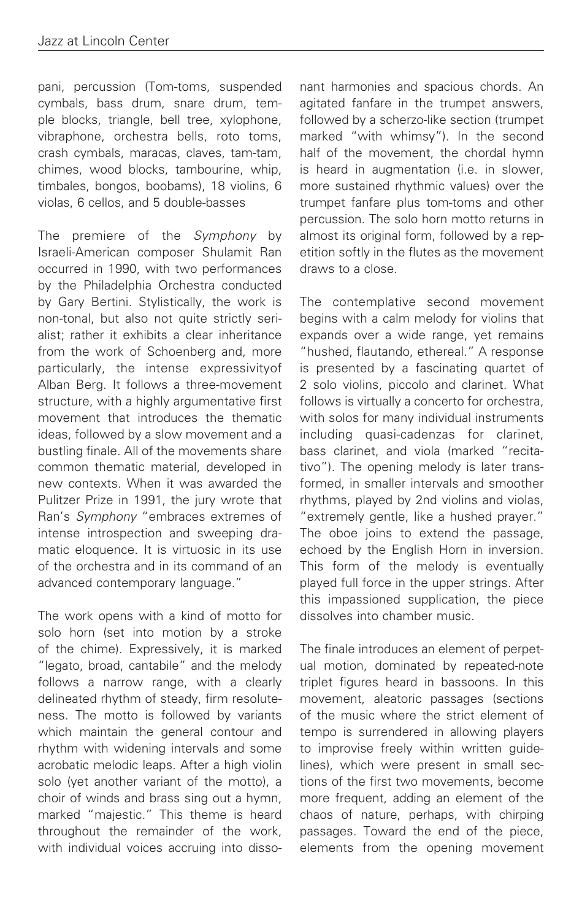pani, percussion (Tom-toms, suspended cymbals, bass drum, snare drum, temple blocks, triangle, bell tree, xylophone, vibraphone, orchestra bells, roto toms, crash cymbals, maracas, claves, tam-tam, chimes, wood blocks, tambourine, whip, timbales, bongos, boobams), 18 violins, 6 violas, 6 cellos, and 5 double-basses

The premiere of the *Symphony* by Israeli-American composer Shulamit Ran occurred in 1990, with two performances by the Philadelphia Orchestra conducted by Gary Bertini. Stylistically, the work is non-tonal, but also not quite strictly serialist; rather it exhibits a clear inheritance from the work of Schoenberg and, more particularly, the intense expressivityof Alban Berg. It follows a three-movement structure, with a highly argumentative first movement that introduces the thematic ideas, followed by a slow movement and a bustling finale. All of the movements share common thematic material, developed in new contexts. When it was awarded the Pulitzer Prize in 1991, the jury wrote that Ran's *Symphony* "embraces extremes of intense introspection and sweeping dramatic eloquence. It is virtuosic in its use of the orchestra and in its command of an advanced contemporary language."

The work opens with a kind of motto for solo horn (set into motion by a stroke of the chime). Expressively, it is marked "legato, broad, cantabile" and the melody follows a narrow range, with a clearly delineated rhythm of steady, firm resoluteness. The motto is followed by variants which maintain the general contour and rhythm with widening intervals and some acrobatic melodic leaps. After a high violin solo (yet another variant of the motto), a choir of winds and brass sing out a hymn, marked "majestic." This theme is heard throughout the remainder of the work, with individual voices accruing into dissonant harmonies and spacious chords. An agitated fanfare in the trumpet answers, followed by a scherzo-like section (trumpet marked "with whimsy"). In the second half of the movement, the chordal hymn is heard in augmentation (i.e. in slower, more sustained rhythmic values) over the trumpet fanfare plus tom-toms and other percussion. The solo horn motto returns in almost its original form, followed by a repetition softly in the flutes as the movement draws to a close.

The contemplative second movement begins with a calm melody for violins that expands over a wide range, yet remains "hushed, flautando, ethereal." A response is presented by a fascinating quartet of 2 solo violins, piccolo and clarinet. What follows is virtually a concerto for orchestra, with solos for many individual instruments including quasi-cadenzas for clarinet, bass clarinet, and viola (marked "recitativo"). The opening melody is later transformed, in smaller intervals and smoother rhythms, played by 2nd violins and violas, "extremely gentle, like a hushed prayer." The oboe joins to extend the passage, echoed by the English Horn in inversion. This form of the melody is eventually played full force in the upper strings. After this impassioned supplication, the piece dissolves into chamber music.

The finale introduces an element of perpetual motion, dominated by repeated-note triplet figures heard in bassoons. In this movement, aleatoric passages (sections of the music where the strict element of tempo is surrendered in allowing players to improvise freely within written guidelines), which were present in small sections of the first two movements, become more frequent, adding an element of the chaos of nature, perhaps, with chirping passages. Toward the end of the piece, elements from the opening movement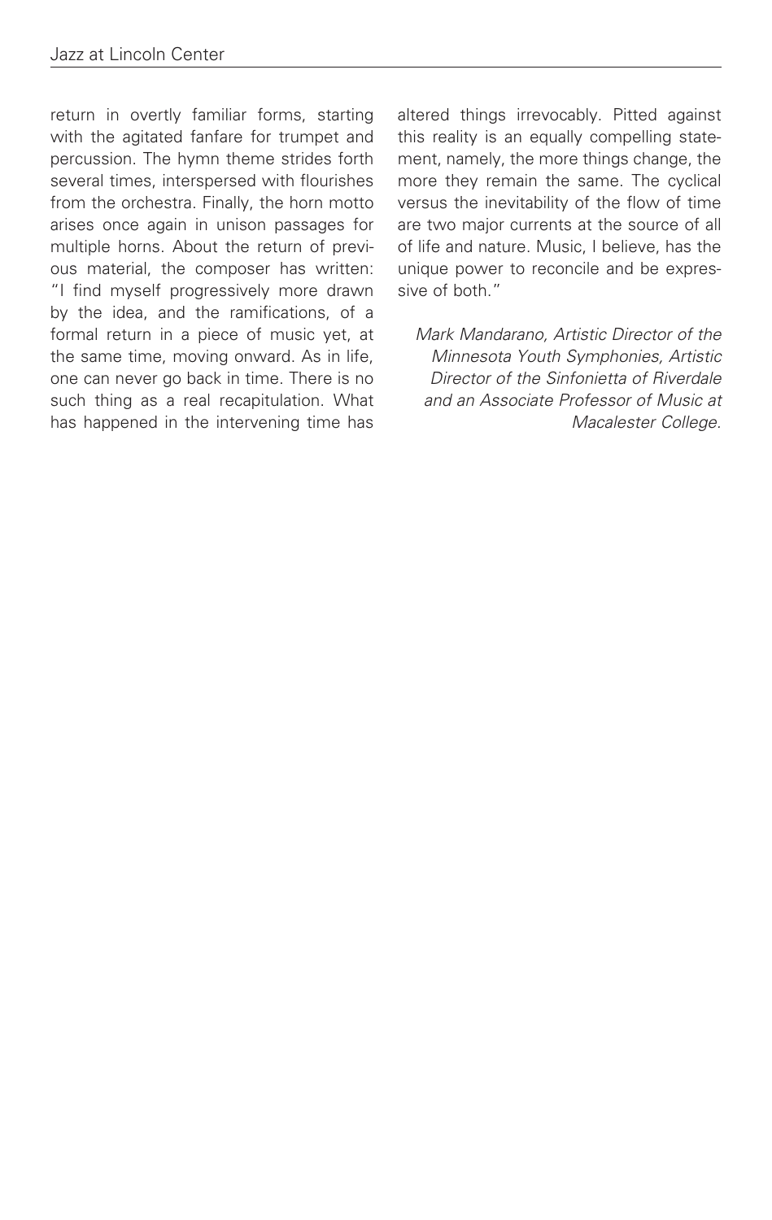return in overtly familiar forms, starting with the agitated fanfare for trumpet and percussion. The hymn theme strides forth several times, interspersed with flourishes from the orchestra. Finally, the horn motto arises once again in unison passages for multiple horns. About the return of previous material, the composer has written: "I find myself progressively more drawn by the idea, and the ramifications, of a formal return in a piece of music yet, at the same time, moving onward. As in life, one can never go back in time. There is no such thing as a real recapitulation. What has happened in the intervening time has altered things irrevocably. Pitted against this reality is an equally compelling statement, namely, the more things change, the more they remain the same. The cyclical versus the inevitability of the flow of time are two major currents at the source of all of life and nature. Music, I believe, has the unique power to reconcile and be expressive of both."

*Mark Mandarano, Artistic Director of the Minnesota Youth Symphonies, Artistic Director of the Sinfonietta of Riverdale and an Associate Professor of Music at Macalester College*.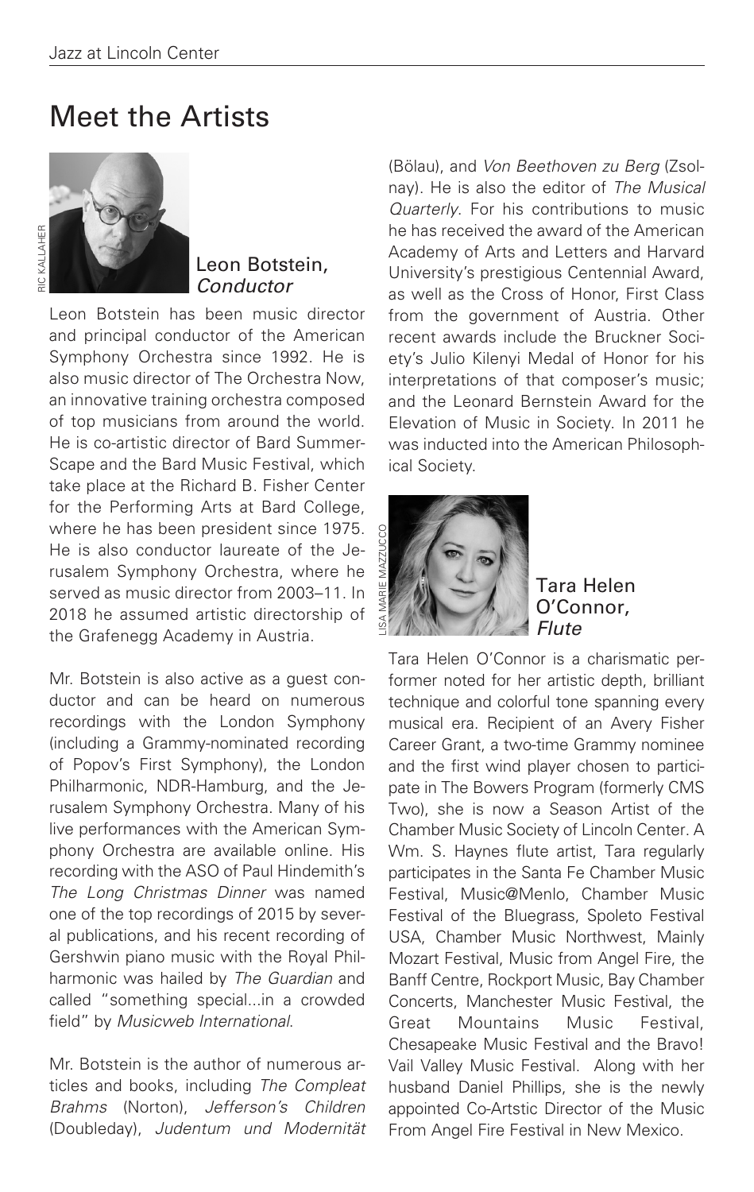# Meet the Artists

## Leon Botstein, *Conductor*

RIC KALLAHER

Leon Botstein has been music director and principal conductor of the American Symphony Orchestra since 1992. He is also music director of The Orchestra Now, an innovative training orchestra composed of top musicians from around the world. He is co-artistic director of Bard SummerScape and the Bard Music Festival, which take place at the Richard B. Fisher Center for the Performing Arts at Bard College, where he has been president since 1975. He is also conductor laureate of the Jerusalem Symphony Orchestra, where he served as music director from 2003–11. In 2018 he assumed artistic directorship of the Grafenegg Academy in Austria.

Mr. Botstein is also active as a guest conductor and can be heard on numerous recordings with the London Symphony (including a Grammy-nominated recording of Popov's First Symphony), the London Philharmonic, NDR-Hamburg, and the Jerusalem Symphony Orchestra. Many of his live performances with the American Symphony Orchestra are available online. His recording with the ASO of Paul Hindemith's *The Long Christmas Dinner* was named one of the top recordings of 2015 by several publications, and his recent recording of Gershwin piano music with the Royal Philharmonic was hailed by *The Guardian* and called "something special...in a crowded field" by *Musicweb International*.

Mr. Botstein is the author of numerous articles and books, including *The Compleat Brahms* (Norton), *Jefferson's Children* (Doubleday), *Judentum und Modernität* (Bölau), and *Von Beethoven zu Berg* (Zsolnay). He is also the editor of *The Musical Quarterly*. For his contributions to music he has received the award of the American Academy of Arts and Letters and Harvard University's prestigious Centennial Award, as well as the Cross of Honor, First Class from the government of Austria. Other recent awards include the Bruckner Society's Julio Kilenyi Medal of Honor for his interpretations of that composer's music; and the Leonard Bernstein Award for the Elevation of Music in Society. In 2011 he was inducted into the American Philosophical Society.

## Tara Helen O'Connor, *Flute*

LISA MARIE MAZZUCCO

Tara Helen O'Connor is a charismatic performer noted for her artistic depth, brilliant technique and colorful tone spanning every musical era. Recipient of an Avery Fisher Career Grant, a two-time Grammy nominee and the first wind player chosen to participate in The Bowers Program (formerly CMS Two), she is now a Season Artist of the Chamber Music Society of Lincoln Center. A Wm. S. Haynes flute artist, Tara regularly participates in the Santa Fe Chamber Music Festival, Music@Menlo, Chamber Music Festival of the Bluegrass, Spoleto Festival USA, Chamber Music Northwest, Mainly Mozart Festival, Music from Angel Fire, the Banff Centre, Rockport Music, Bay Chamber Concerts, Manchester Music Festival, the Great Mountains Music Festival, Chesapeake Music Festival and the Bravo! Vail Valley Music Festival. Along with her husband Daniel Phillips, she is the newly appointed Co-Artstic Director of the Music From Angel Fire Festival in New Mexico.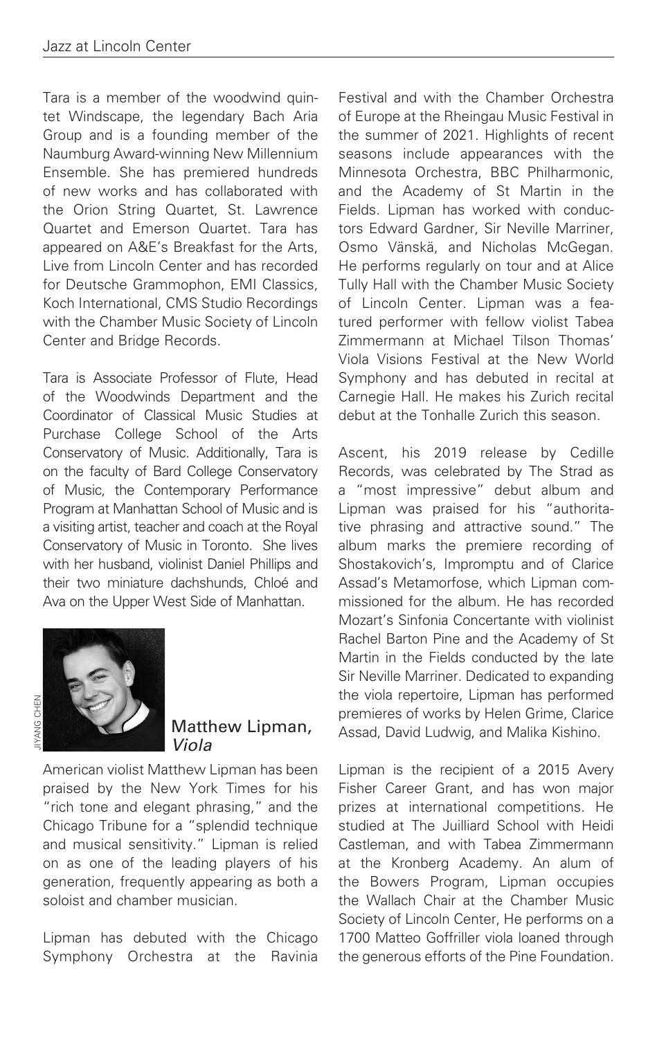Tara is a member of the woodwind quintet Windscape, the legendary Bach Aria Group and is a founding member of the Naumburg Award-winning New Millennium Ensemble. She has premiered hundreds of new works and has collaborated with the Orion String Quartet, St. Lawrence Quartet and Emerson Quartet. Tara has appeared on A&E's Breakfast for the Arts, Live from Lincoln Center and has recorded for Deutsche Grammophon, EMI Classics, Koch International, CMS Studio Recordings with the Chamber Music Society of Lincoln Center and Bridge Records.

Tara is Associate Professor of Flute, Head of the Woodwinds Department and the Coordinator of Classical Music Studies at Purchase College School of the Arts Conservatory of Music. Additionally, Tara is on the faculty of Bard College Conservatory of Music, the Contemporary Performance Program at Manhattan School of Music and is a visiting artist, teacher and coach at the Royal Conservatory of Music in Toronto. She lives with her husband, violinist Daniel Phillips and their two miniature dachshunds, Chloé and Ava on the Upper West Side of Manhattan.

JIYANG CHEN

## Matthew Lipman, *Viola*

American violist Matthew Lipman has been praised by the New York Times for his "rich tone and elegant phrasing," and the Chicago Tribune for a "splendid technique and musical sensitivity." Lipman is relied on as one of the leading players of his generation, frequently appearing as both a soloist and chamber musician.

Lipman has debuted with the Chicago Symphony Orchestra at the Ravinia Festival and with the Chamber Orchestra of Europe at the Rheingau Music Festival in the summer of 2021. Highlights of recent seasons include appearances with the Minnesota Orchestra, BBC Philharmonic, and the Academy of St Martin in the Fields. Lipman has worked with conductors Edward Gardner, Sir Neville Marriner, Osmo Vänskä, and Nicholas McGegan. He performs regularly on tour and at Alice Tully Hall with the Chamber Music Society of Lincoln Center. Lipman was a featured performer with fellow violist Tabea Zimmermann at Michael Tilson Thomas' Viola Visions Festival at the New World Symphony and has debuted in recital at Carnegie Hall. He makes his Zurich recital debut at the Tonhalle Zurich this season.

Ascent, his 2019 release by Cedille Records, was celebrated by The Strad as a "most impressive" debut album and Lipman was praised for his "authoritative phrasing and attractive sound." The album marks the premiere recording of Shostakovich's, Impromptu and of Clarice Assad's Metamorfose, which Lipman commissioned for the album. He has recorded Mozart's Sinfonia Concertante with violinist Rachel Barton Pine and the Academy of St Martin in the Fields conducted by the late Sir Neville Marriner. Dedicated to expanding the viola repertoire, Lipman has performed premieres of works by Helen Grime, Clarice Assad, David Ludwig, and Malika Kishino.

Lipman is the recipient of a 2015 Avery Fisher Career Grant, and has won major prizes at international competitions. He studied at The Juilliard School with Heidi Castleman, and with Tabea Zimmermann at the Kronberg Academy. An alum of the Bowers Program, Lipman occupies the Wallach Chair at the Chamber Music Society of Lincoln Center, He performs on a 1700 Matteo Goffriller viola loaned through the generous efforts of the Pine Foundation.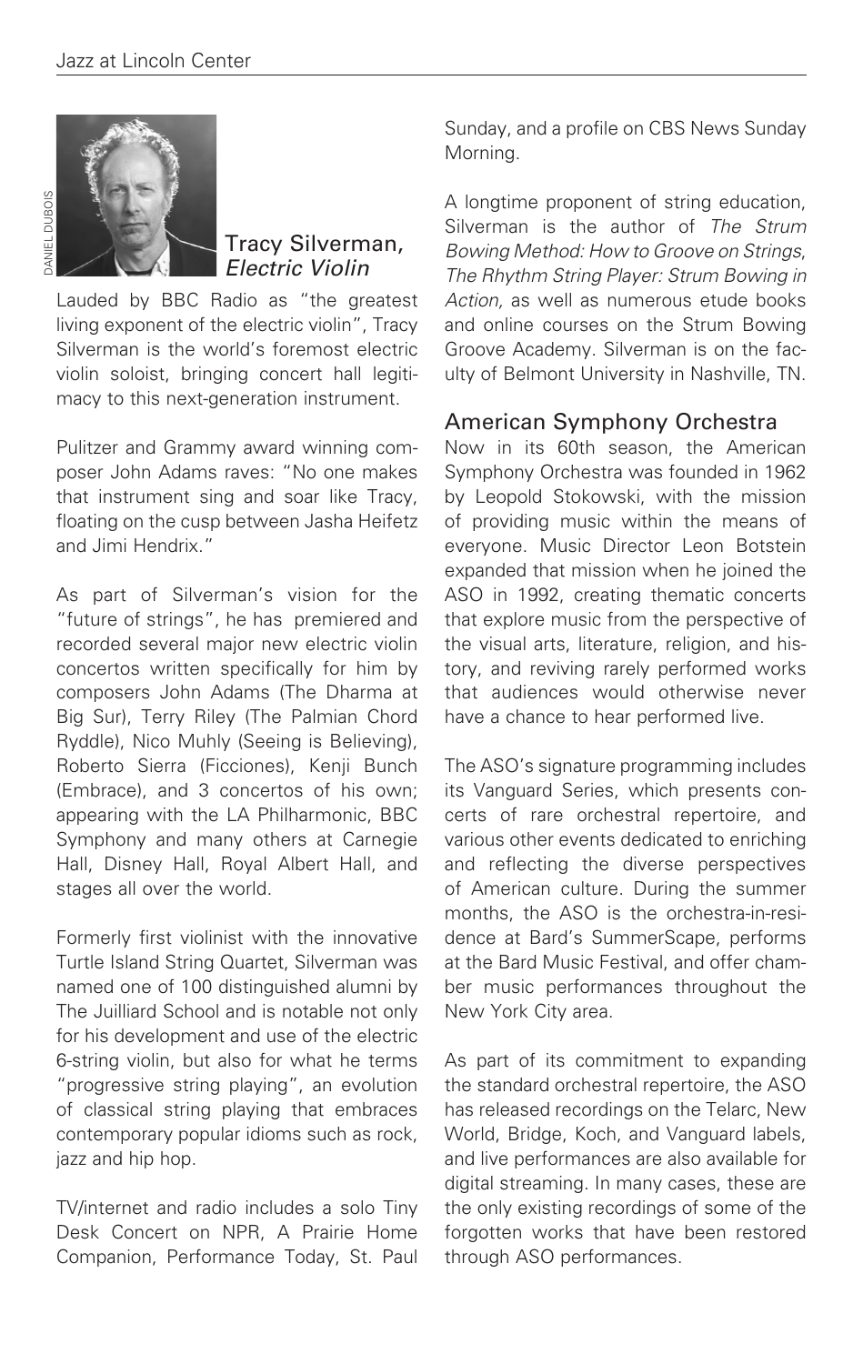## Tracy Silverman, *Electric Violin*

Lauded by BBC Radio as "the greatest living exponent of the electric violin", Tracy Silverman is the world's foremost electric violin soloist, bringing concert hall legitimacy to this next-generation instrument.

Pulitzer and Grammy award winning composer John Adams raves: "No one makes that instrument sing and soar like Tracy, floating on the cusp between Jasha Heifetz and Jimi Hendrix."

As part of Silverman's vision for the "future of strings", he has premiered and recorded several major new electric violin concertos written specifically for him by composers John Adams (The Dharma at Big Sur), Terry Riley (The Palmian Chord Ryddle), Nico Muhly (Seeing is Believing), Roberto Sierra (Ficciones), Kenji Bunch (Embrace), and 3 concertos of his own; appearing with the LA Philharmonic, BBC Symphony and many others at Carnegie Hall, Disney Hall, Royal Albert Hall, and stages all over the world.

Formerly first violinist with the innovative Turtle Island String Quartet, Silverman was named one of 100 distinguished alumni by The Juilliard School and is notable not only for his development and use of the electric 6-string violin, but also for what he terms "progressive string playing", an evolution of classical string playing that embraces contemporary popular idioms such as rock, jazz and hip hop.

TV/internet and radio includes a solo Tiny Desk Concert on NPR, A Prairie Home Companion, Performance Today, St. Paul Sunday, and a profile on CBS News Sunday Morning.

A longtime proponent of string education, Silverman is the author of *The Strum Bowing Method: How to Groove on Strings*, *The Rhythm String Player: Strum Bowing in Action,* as well as numerous etude books and online courses on the Strum Bowing Groove Academy. Silverman is on the faculty of Belmont University in Nashville, TN.

## American Symphony Orchestra

Now in its 60th season, the American Symphony Orchestra was founded in 1962 by Leopold Stokowski, with the mission of providing music within the means of everyone. Music Director Leon Botstein expanded that mission when he joined the ASO in 1992, creating thematic concerts that explore music from the perspective of the visual arts, literature, religion, and history, and reviving rarely performed works that audiences would otherwise never have a chance to hear performed live.

The ASO's signature programming includes its Vanguard Series, which presents concerts of rare orchestral repertoire, and various other events dedicated to enriching and reflecting the diverse perspectives of American culture. During the summer months, the ASO is the orchestra-in-residence at Bard's SummerScape, performs at the Bard Music Festival, and offer chamber music performances throughout the New York City area.

As part of its commitment to expanding the standard orchestral repertoire, the ASO has released recordings on the Telarc, New World, Bridge, Koch, and Vanguard labels, and live performances are also available for digital streaming. In many cases, these are the only existing recordings of some of the forgotten works that have been restored through ASO performances.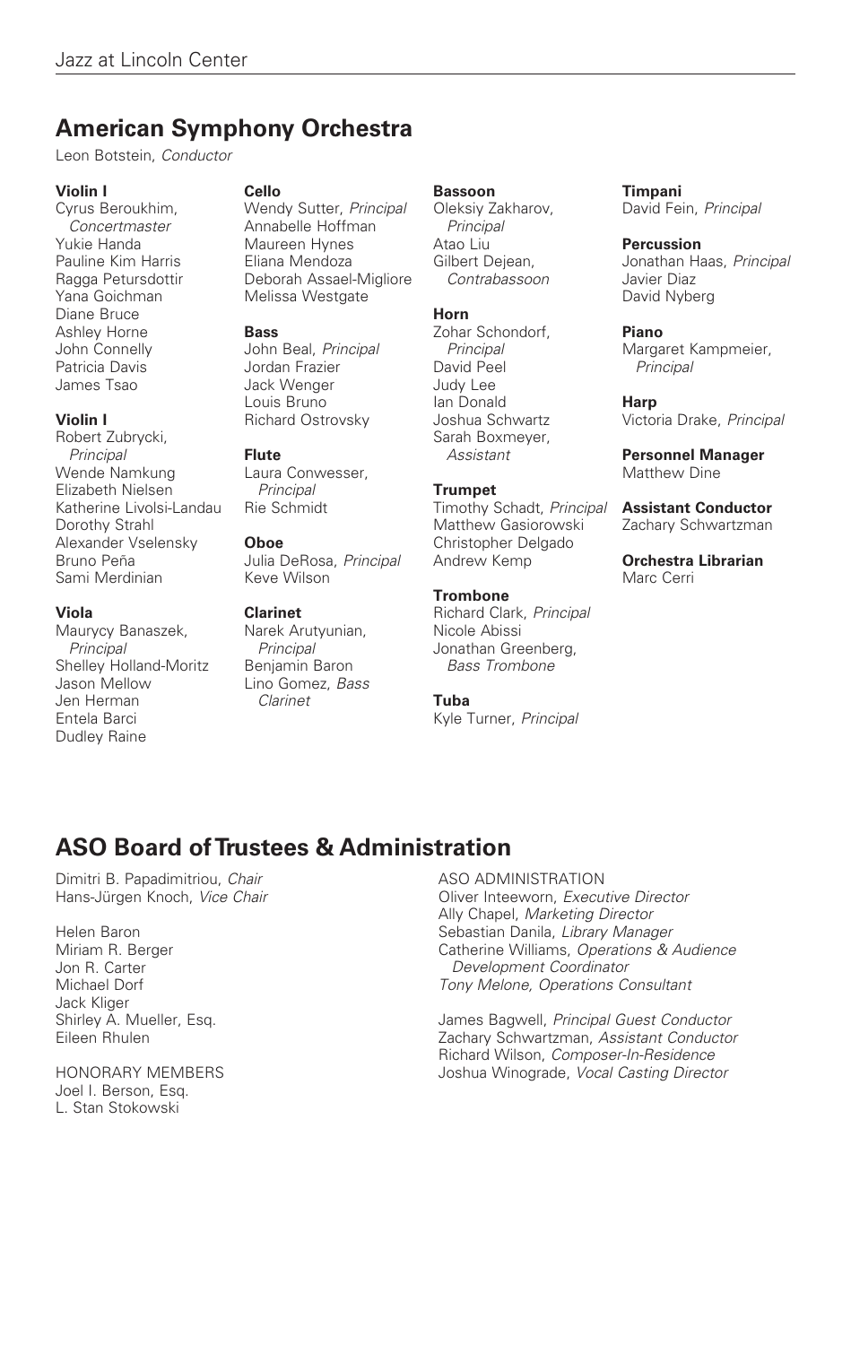## American Symphony Orchestra

Leon Botstein, *Conductor*

**Violin I**
Cyrus Beroukhim, *Concertmaster*
Yukie Handa
Pauline Kim Harris
Ragga Petursdottir
Yana Goichman
Diane Bruce
Ashley Horne
John Connelly
Patricia Davis
James Tsao

**Violin I**
Robert Zubrycki, *Principal*
Wende Namkung
Elizabeth Nielsen
Katherine Livolsi-Landau
Dorothy Strahl
Alexander Vselensky
Bruno Peña
Sami Merdinian

**Viola**
Maurycy Banaszek, *Principal*
Shelley Holland-Moritz
Jason Mellow
Jen Herman
Entela Barci
Dudley Raine

**Cello**
Wendy Sutter, *Principal*
Annabelle Hoffman
Maureen Hynes
Eliana Mendoza
Deborah Assael-Migliore
Melissa Westgate

**Bass**
John Beal, *Principal*
Jordan Frazier
Jack Wenger
Louis Bruno
Richard Ostrovsky

**Flute**
Laura Conwesser, *Principal*
Rie Schmidt

**Oboe**
Julia DeRosa, *Principal*
Keve Wilson

**Clarinet**
Narek Arutyunian, *Principal*
Benjamin Baron
Lino Gomez, *Bass Clarinet*

**Bassoon**
Oleksiy Zakharov, *Principal*
Atao Liu
Gilbert Dejean, *Contrabassoon*

**Horn**
Zohar Schondorf, *Principal*
David Peel
Judy Lee
Ian Donald
Joshua Schwartz
Sarah Boxmeyer, *Assistant*

**Trumpet**
Timothy Schadt, *Principal*
Matthew Gasiorowski
Christopher Delgado
Andrew Kemp

**Trombone**
Richard Clark, *Principal*
Nicole Abissi
Jonathan Greenberg, *Bass Trombone*

**Tuba**
Kyle Turner, *Principal*

**Timpani**
David Fein, *Principal*

**Percussion**
Jonathan Haas, *Principal*
Javier Diaz
David Nyberg

**Piano**
Margaret Kampmeier, *Principal*

**Harp**
Victoria Drake, *Principal*

**Personnel Manager**
Matthew Dine

**Assistant Conductor**
Zachary Schwartzman

**Orchestra Librarian**
Marc Cerri

## ASO Board of Trustees & Administration

Dimitri B. Papadimitriou, *Chair*
Hans-Jürgen Knoch, *Vice Chair*

Helen Baron
Miriam R. Berger
Jon R. Carter
Michael Dorf
Jack Kliger
Shirley A. Mueller, Esq.
Eileen Rhulen

HONORARY MEMBERS
Joel I. Berson, Esq.
L. Stan Stokowski

ASO ADMINISTRATION
Oliver Inteeworn, *Executive Director*
Ally Chapel, *Marketing Director*
Sebastian Danila, *Library Manager*
Catherine Williams, *Operations & Audience Development Coordinator*
*Tony Melone, Operations Consultant*

James Bagwell, *Principal Guest Conductor*
Zachary Schwartzman, *Assistant Conductor*
Richard Wilson, *Composer-In-Residence*
Joshua Winograde, *Vocal Casting Director*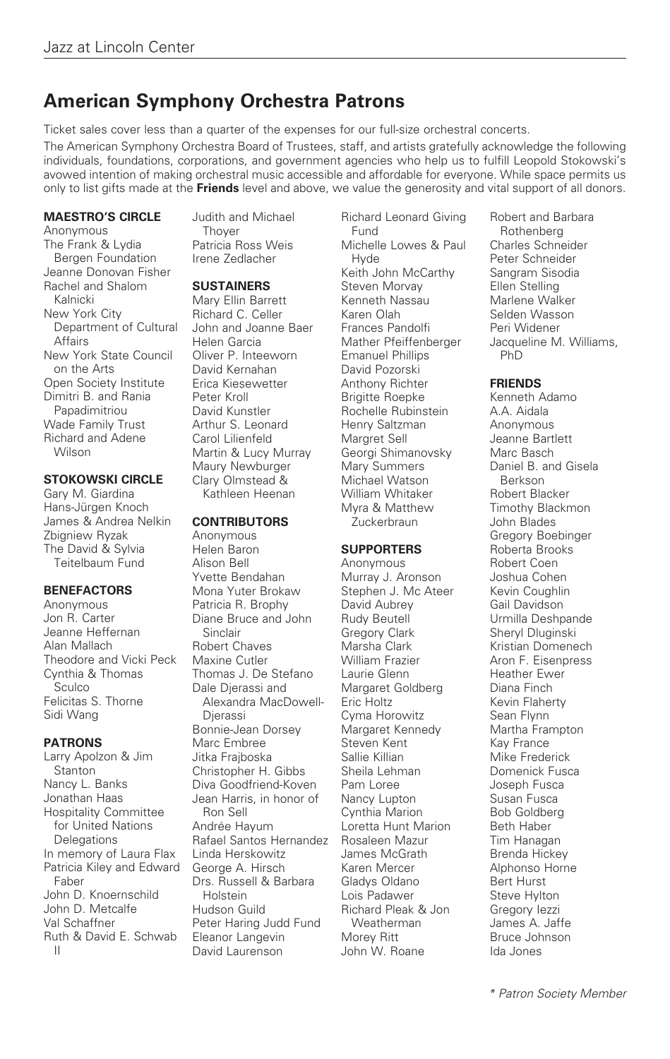## American Symphony Orchestra Patrons

Ticket sales cover less than a quarter of the expenses for our full-size orchestral concerts.

The American Symphony Orchestra Board of Trustees, staff, and artists gratefully acknowledge the following individuals, foundations, corporations, and government agencies who help us to fulfill Leopold Stokowski's avowed intention of making orchestral music accessible and affordable for everyone. While space permits us only to list gifts made at the **Friends** level and above, we value the generosity and vital support of all donors.

**MAESTRO'S CIRCLE**

Anonymous
The Frank & Lydia Bergen Foundation
Jeanne Donovan Fisher
Rachel and Shalom Kalnicki
New York City Department of Cultural Affairs
New York State Council on the Arts
Open Society Institute
Dimitri B. and Rania Papadimitriou
Wade Family Trust
Richard and Adene Wilson

**STOKOWSKI CIRCLE**

Gary M. Giardina
Hans-Jürgen Knoch
James & Andrea Nelkin
Zbigniew Ryzak
The David & Sylvia Teitelbaum Fund

**BENEFACTORS**

Anonymous
Jon R. Carter
Jeanne Heffernan
Alan Mallach
Theodore and Vicki Peck
Cynthia & Thomas Sculco
Felicitas S. Thorne
Sidi Wang

**PATRONS**

Larry Apolzon & Jim Stanton
Nancy L. Banks
Jonathan Haas
Hospitality Committee for United Nations Delegations
In memory of Laura Flax
Patricia Kiley and Edward Faber
John D. Knoernschild
John D. Metcalfe
Val Schaffner
Ruth & David E. Schwab II
Judith and Michael Thoyer
Patricia Ross Weis
Irene Zedlacher

**SUSTAINERS**

Mary Ellin Barrett
Richard C. Celler
John and Joanne Baer
Helen Garcia
Oliver P. Inteeworn
David Kernahan
Erica Kiesewetter
Peter Kroll
David Kunstler
Arthur S. Leonard
Carol Lilienfeld
Martin & Lucy Murray
Maury Newburger
Clary Olmstead & Kathleen Heenan

**CONTRIBUTORS**

Anonymous
Helen Baron
Alison Bell
Yvette Bendahan
Mona Yuter Brokaw
Patricia R. Brophy
Diane Bruce and John Sinclair
Robert Chaves
Maxine Cutler
Thomas J. De Stefano
Dale Djerassi and Alexandra MacDowell-Djerassi
Bonnie-Jean Dorsey
Marc Embree
Jitka Frajboska
Christopher H. Gibbs
Diva Goodfriend-Koven
Jean Harris, in honor of Ron Sell
Andrée Hayum
Rafael Santos Hernandez
Linda Herskowitz
George A. Hirsch
Drs. Russell & Barbara Holstein
Hudson Guild
Peter Haring Judd Fund
Eleanor Langevin
David Laurenson
Richard Leonard Giving Fund
Michelle Lowes & Paul Hyde
Keith John McCarthy
Steven Morvay
Kenneth Nassau
Karen Olah
Frances Pandolfi
Mather Pfeiffenberger
Emanuel Phillips
David Pozorski
Anthony Richter
Brigitte Roepke
Rochelle Rubinstein
Henry Saltzman
Margret Sell
Georgi Shimanovsky
Mary Summers
Michael Watson
William Whitaker
Myra & Matthew Zuckerbraun

**SUPPORTERS**

Anonymous
Murray J. Aronson
Stephen J. Mc Ateer
David Aubrey
Rudy Beutell
Gregory Clark
Marsha Clark
William Frazier
Laurie Glenn
Margaret Goldberg
Eric Holtz
Cyma Horowitz
Margaret Kennedy
Steven Kent
Sallie Killian
Sheila Lehman
Pam Loree
Nancy Lupton
Cynthia Marion
Loretta Hunt Marion
Rosaleen Mazur
James McGrath
Karen Mercer
Gladys Oldano
Lois Padawer
Richard Pleak & Jon Weatherman
Morey Ritt
John W. Roane
Robert and Barbara Rothenberg
Charles Schneider
Peter Schneider
Sangram Sisodia
Ellen Stelling
Marlene Walker
Selden Wasson
Peri Widener
Jacqueline M. Williams, PhD

**FRIENDS**

Kenneth Adamo
A.A. Aidala
Anonymous
Jeanne Bartlett
Marc Basch
Daniel B. and Gisela Berkson
Robert Blacker
Timothy Blackmon
John Blades
Gregory Boebinger
Roberta Brooks
Robert Coen
Joshua Cohen
Kevin Coughlin
Gail Davidson
Urmilla Deshpande
Sheryl Dluginski
Kristian Domenech
Aron F. Eisenpress
Heather Ewer
Diana Finch
Kevin Flaherty
Sean Flynn
Martha Frampton
Kay France
Mike Frederick
Domenick Fusca
Joseph Fusca
Susan Fusca
Bob Goldberg
Beth Haber
Tim Hanagan
Brenda Hickey
Alphonso Horne
Bert Hurst
Steve Hylton
Gregory Iezzi
James A. Jaffe
Bruce Johnson
Ida Jones

*\* Patron Society Member*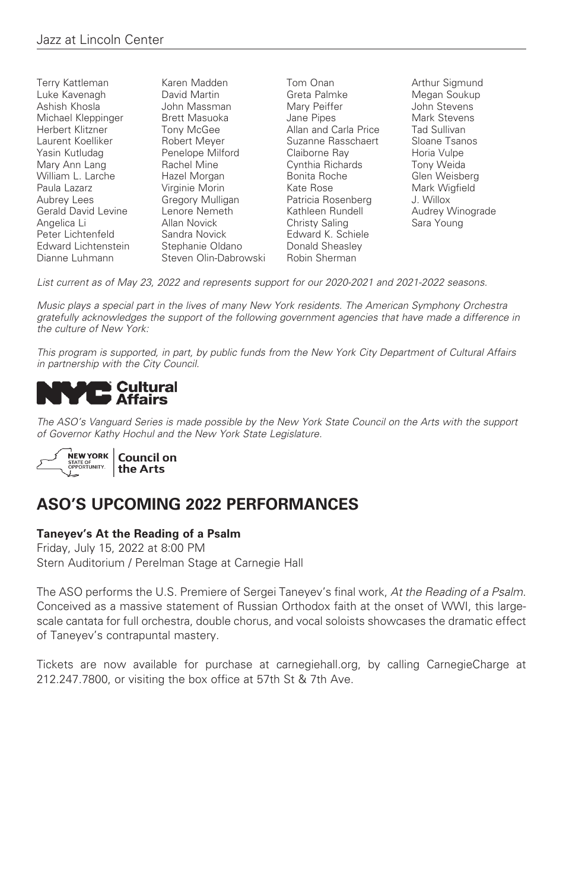Terry Kattleman
Luke Kavenagh
Ashish Khosla
Michael Kleppinger
Herbert Klitzner
Laurent Koelliker
Yasin Kutludag
Mary Ann Lang
William L. Larche
Paula Lazarz
Aubrey Lees
Gerald David Levine
Angelica Li
Peter Lichtenfeld
Edward Lichtenstein
Dianne Luhmann
Karen Madden
David Martin
John Massman
Brett Masuoka
Tony McGee
Robert Meyer
Penelope Milford
Rachel Mine
Hazel Morgan
Virginie Morin
Gregory Mulligan
Lenore Nemeth
Allan Novick
Sandra Novick
Stephanie Oldano
Steven Olin-Dabrowski
Tom Onan
Greta Palmke
Mary Peiffer
Jane Pipes
Allan and Carla Price
Suzanne Rasschaert
Claiborne Ray
Cynthia Richards
Bonita Roche
Kate Rose
Patricia Rosenberg
Kathleen Rundell
Christy Saling
Edward K. Schiele
Donald Sheasley
Robin Sherman
Arthur Sigmund
Megan Soukup
John Stevens
Mark Stevens
Tad Sullivan
Sloane Tsanos
Horia Vulpe
Tony Weida
Glen Weisberg
Mark Wigfield
J. Willox
Audrey Winograde
Sara Young

*List current as of May 23, 2022 and represents support for our 2020-2021 and 2021-2022 seasons.*

*Music plays a special part in the lives of many New York residents. The American Symphony Orchestra gratefully acknowledges the support of the following government agencies that have made a difference in the culture of New York:*

*This program is supported, in part, by public funds from the New York City Department of Cultural Affairs in partnership with the City Council.*

NYC Cultural Affairs

*The ASO's Vanguard Series is made possible by the New York State Council on the Arts with the support of Governor Kathy Hochul and the New York State Legislature.*

NEW YORK STATE OF OPPORTUNITY. | Council on the Arts

## ASO'S UPCOMING 2022 PERFORMANCES

**Taneyev's At the Reading of a Psalm**
Friday, July 15, 2022 at 8:00 PM
Stern Auditorium / Perelman Stage at Carnegie Hall

The ASO performs the U.S. Premiere of Sergei Taneyev's final work, *At the Reading of a Psalm.* Conceived as a massive statement of Russian Orthodox faith at the onset of WWI, this large-scale cantata for full orchestra, double chorus, and vocal soloists showcases the dramatic effect of Taneyev's contrapuntal mastery.

Tickets are now available for purchase at carnegiehall.org, by calling CarnegieCharge at 212.247.7800, or visiting the box office at 57th St & 7th Ave.